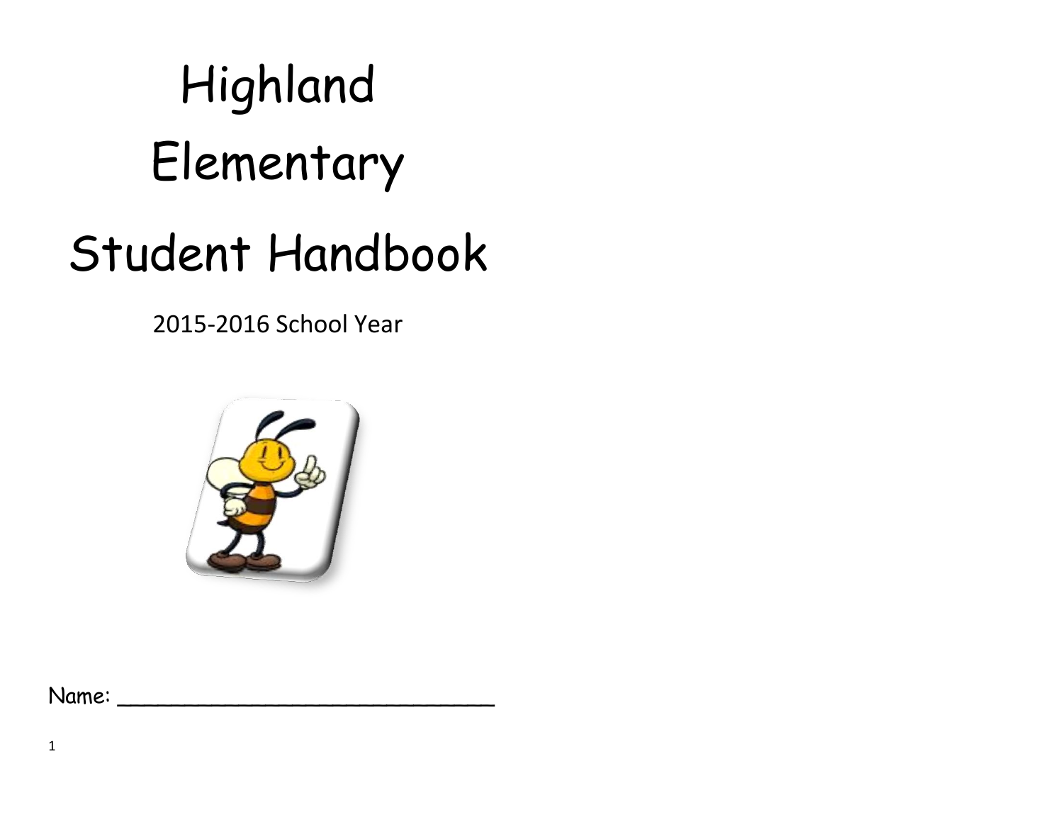# Highland Elementary Student Handbook

2015-2016 School Year

Name: ______________________________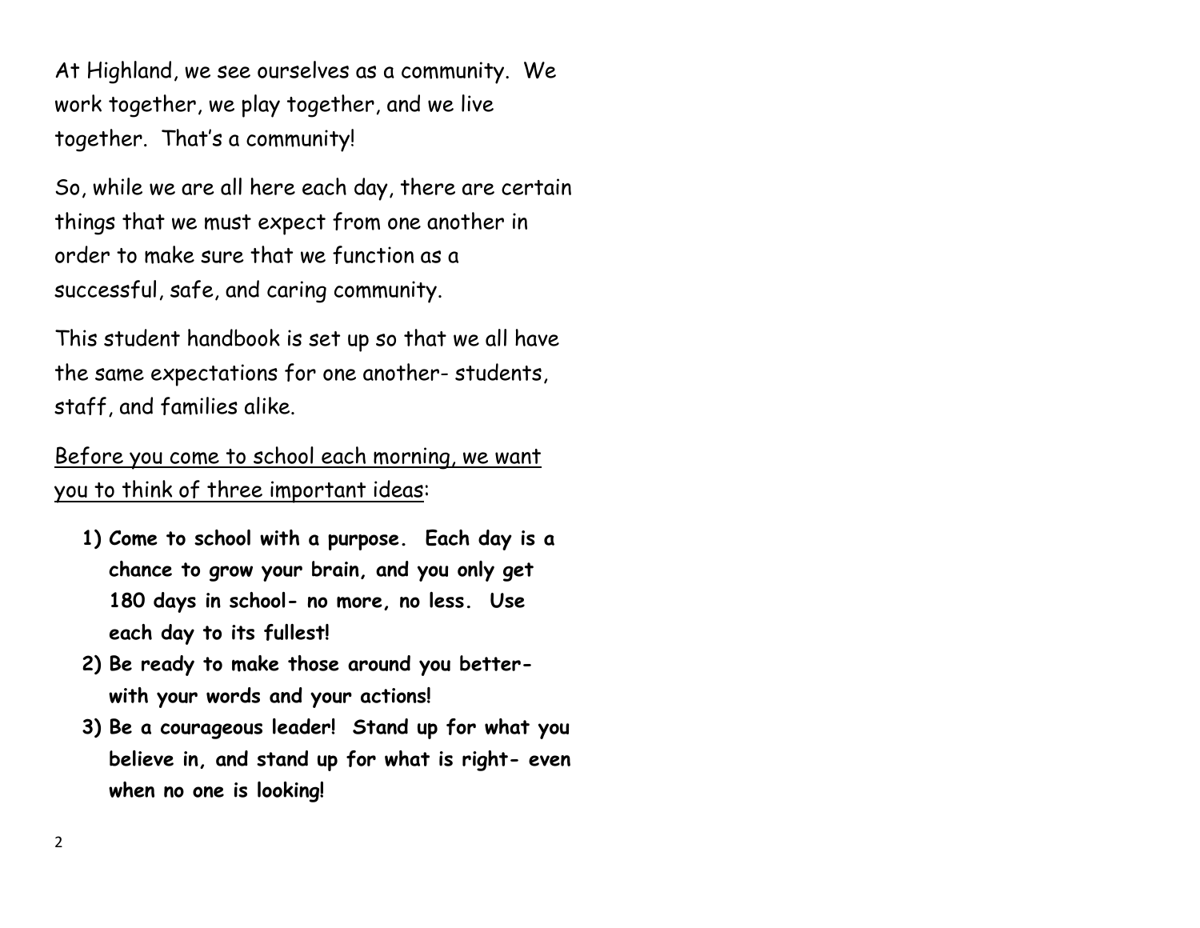At Highland, we see ourselves as a community. We work together, we play together, and we live together. That's a community!

So, while we are all here each day, there are certain things that we must expect from one another in order to make sure that we function as a successful, safe, and caring community.

This student handbook is set up so that we all have the same expectations for one another- students, staff, and families alike.

<u>Before you come to school each morning, we want you to think of three important ideas</u>:

1) **Come to school with a purpose. Each day is a chance to grow your brain, and you only get 180 days in school- no more, no less. Use each day to its fullest!**
2) **Be ready to make those around you better- with your words and your actions!**
3) **Be a courageous leader! Stand up for what you believe in, and stand up for what is right- even when no one is looking!**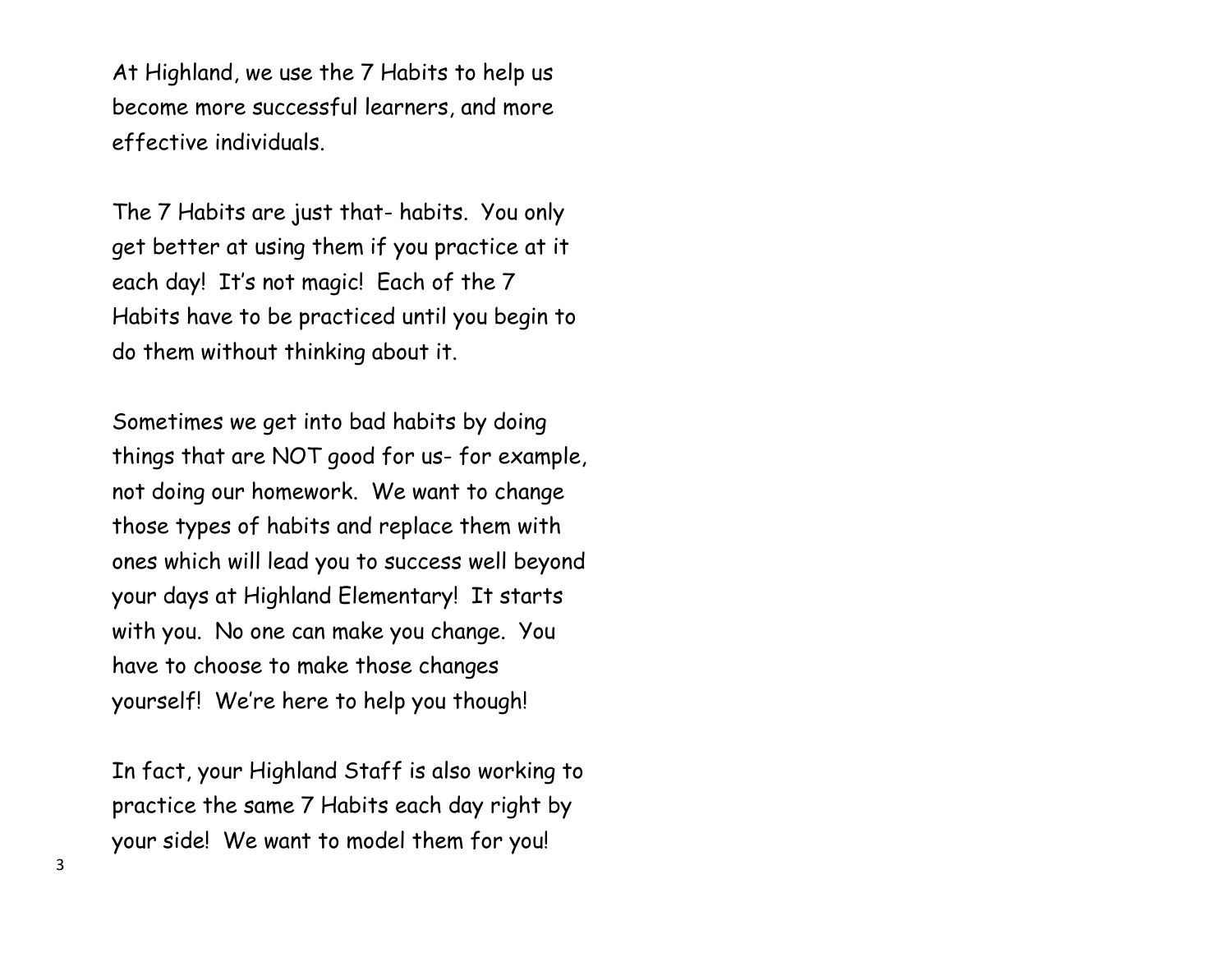At Highland, we use the 7 Habits to help us become more successful learners, and more effective individuals.

The 7 Habits are just that- habits. You only get better at using them if you practice at it each day! It's not magic! Each of the 7 Habits have to be practiced until you begin to do them without thinking about it.

Sometimes we get into bad habits by doing things that are NOT good for us- for example, not doing our homework. We want to change those types of habits and replace them with ones which will lead you to success well beyond your days at Highland Elementary! It starts with you. No one can make you change. You have to choose to make those changes yourself! We're here to help you though!

In fact, your Highland Staff is also working to practice the same 7 Habits each day right by your side! We want to model them for you!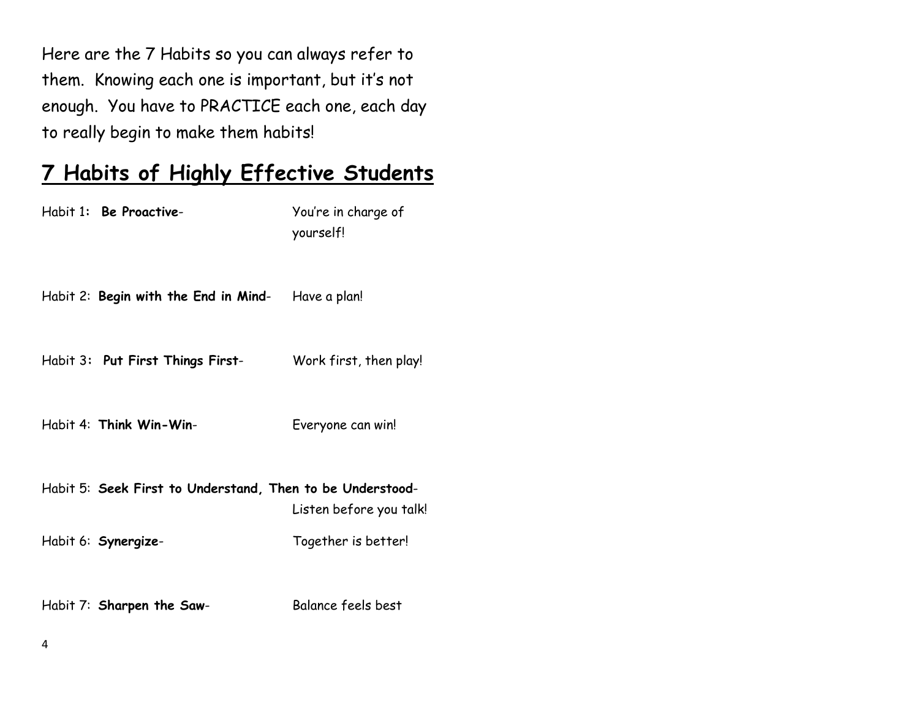Here are the 7 Habits so you can always refer to them. Knowing each one is important, but it's not enough. You have to PRACTICE each one, each day to really begin to make them habits!

## 7 Habits of Highly Effective Students

Habit 1: **Be Proactive**- You're in charge of yourself!

Habit 2: **Begin with the End in Mind**- Have a plan!

Habit 3: **Put First Things First**- Work first, then play!

Habit 4: **Think Win-Win**- Everyone can win!

Habit 5: **Seek First to Understand, Then to be Understood**- Listen before you talk!

Habit 6: **Synergize**- Together is better!

Habit 7: **Sharpen the Saw**- Balance feels best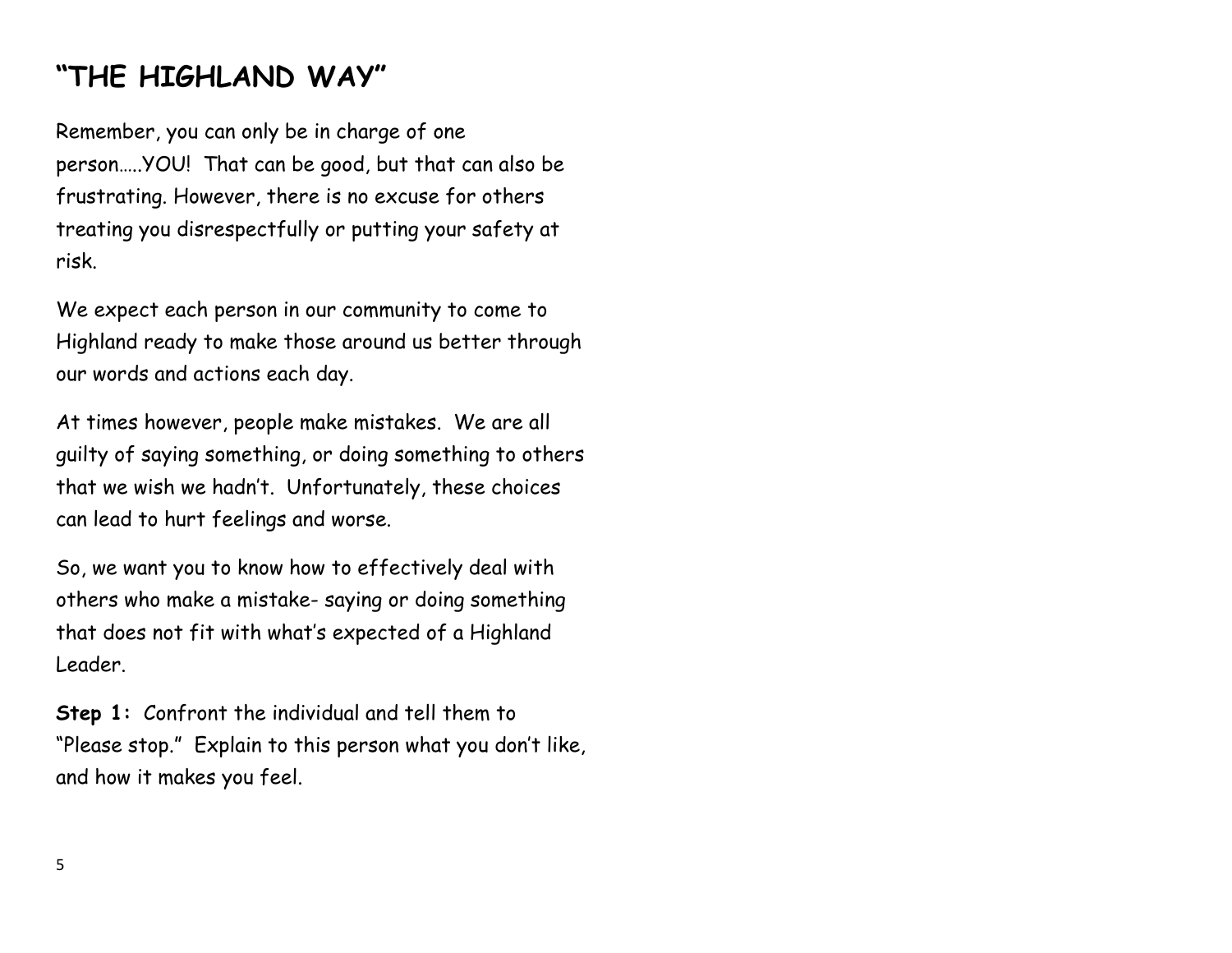# "THE HIGHLAND WAY"

Remember, you can only be in charge of one person…..YOU! That can be good, but that can also be frustrating. However, there is no excuse for others treating you disrespectfully or putting your safety at risk.

We expect each person in our community to come to Highland ready to make those around us better through our words and actions each day.

At times however, people make mistakes. We are all guilty of saying something, or doing something to others that we wish we hadn't. Unfortunately, these choices can lead to hurt feelings and worse.

So, we want you to know how to effectively deal with others who make a mistake- saying or doing something that does not fit with what's expected of a Highland Leader.

**Step 1:** Confront the individual and tell them to "Please stop." Explain to this person what you don't like, and how it makes you feel.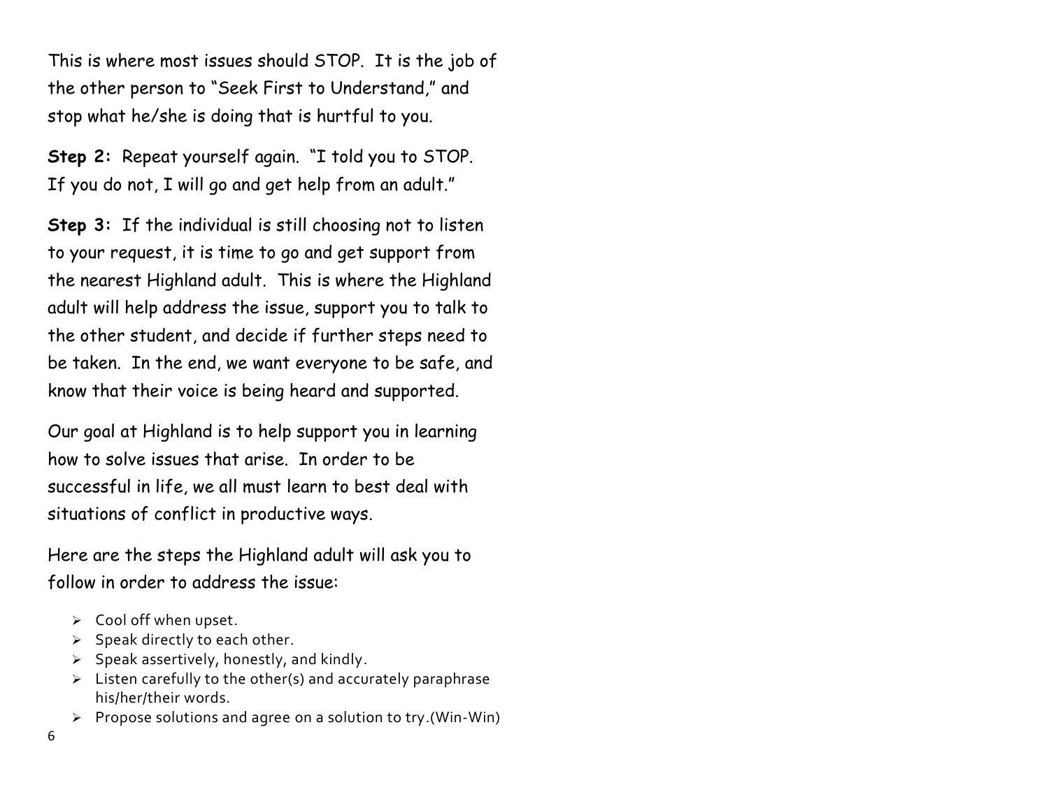This is where most issues should STOP. It is the job of the other person to "Seek First to Understand," and stop what he/she is doing that is hurtful to you.

**Step 2:** Repeat yourself again. "I told you to STOP. If you do not, I will go and get help from an adult."

**Step 3:** If the individual is still choosing not to listen to your request, it is time to go and get support from the nearest Highland adult. This is where the Highland adult will help address the issue, support you to talk to the other student, and decide if further steps need to be taken. In the end, we want everyone to be safe, and know that their voice is being heard and supported.

Our goal at Highland is to help support you in learning how to solve issues that arise. In order to be successful in life, we all must learn to best deal with situations of conflict in productive ways.

Here are the steps the Highland adult will ask you to follow in order to address the issue:

- Cool off when upset.
- Speak directly to each other.
- Speak assertively, honestly, and kindly.
- Listen carefully to the other(s) and accurately paraphrase his/her/their words.
- Propose solutions and agree on a solution to try.(Win-Win)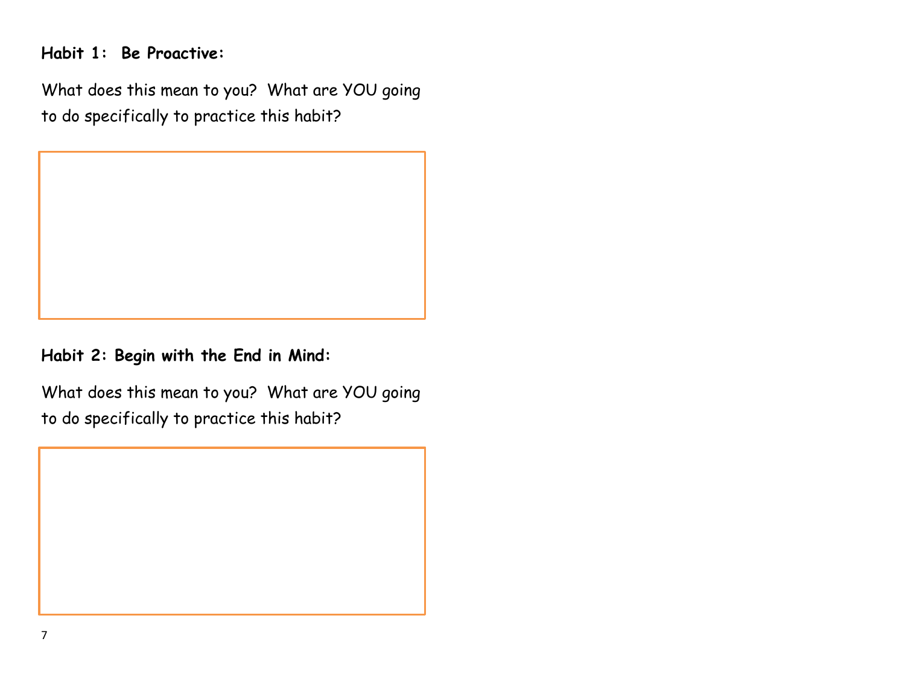**Habit 1: Be Proactive:**

What does this mean to you? What are YOU going to do specifically to practice this habit?

**Habit 2: Begin with the End in Mind:**

What does this mean to you? What are YOU going to do specifically to practice this habit?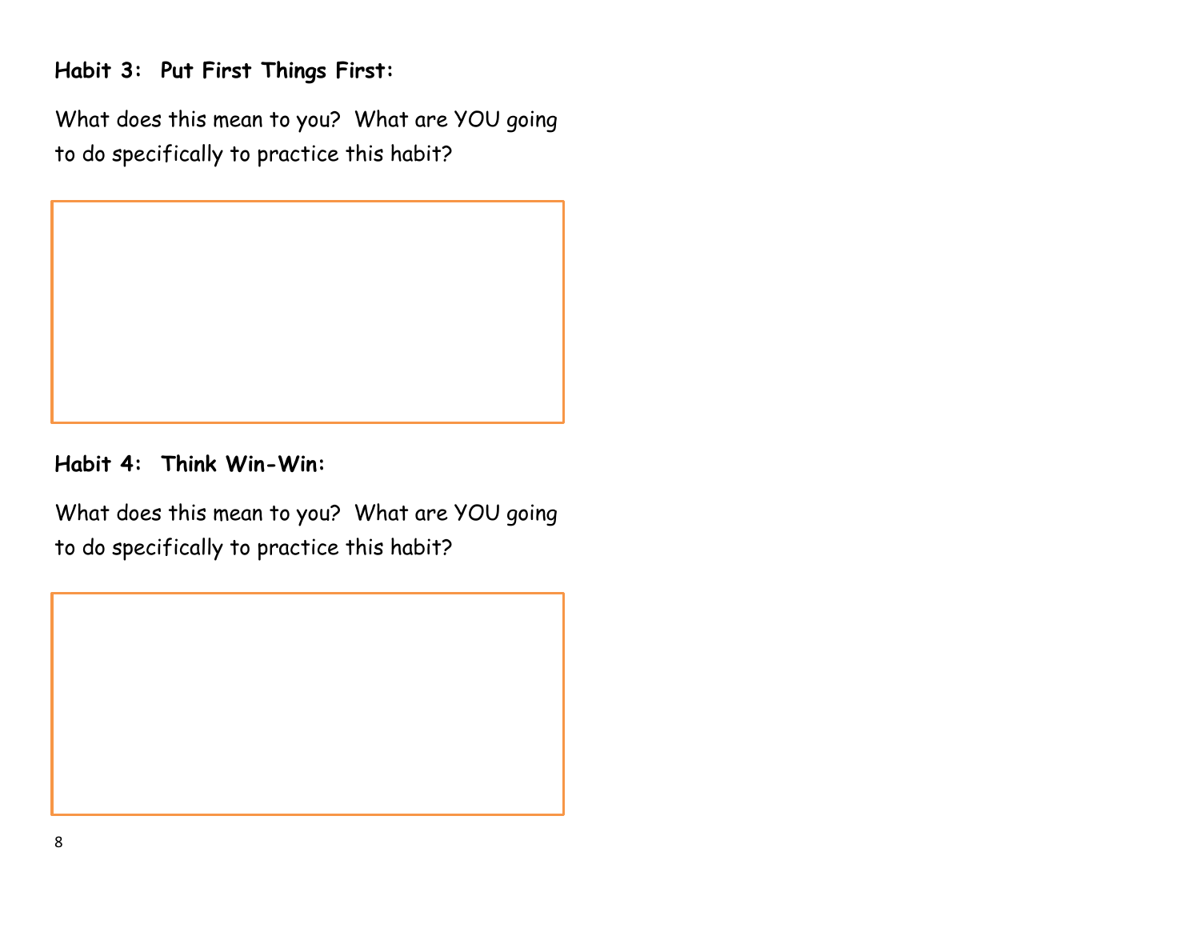**Habit 3: Put First Things First:**

What does this mean to you? What are YOU going to do specifically to practice this habit?

**Habit 4: Think Win-Win:**

What does this mean to you? What are YOU going to do specifically to practice this habit?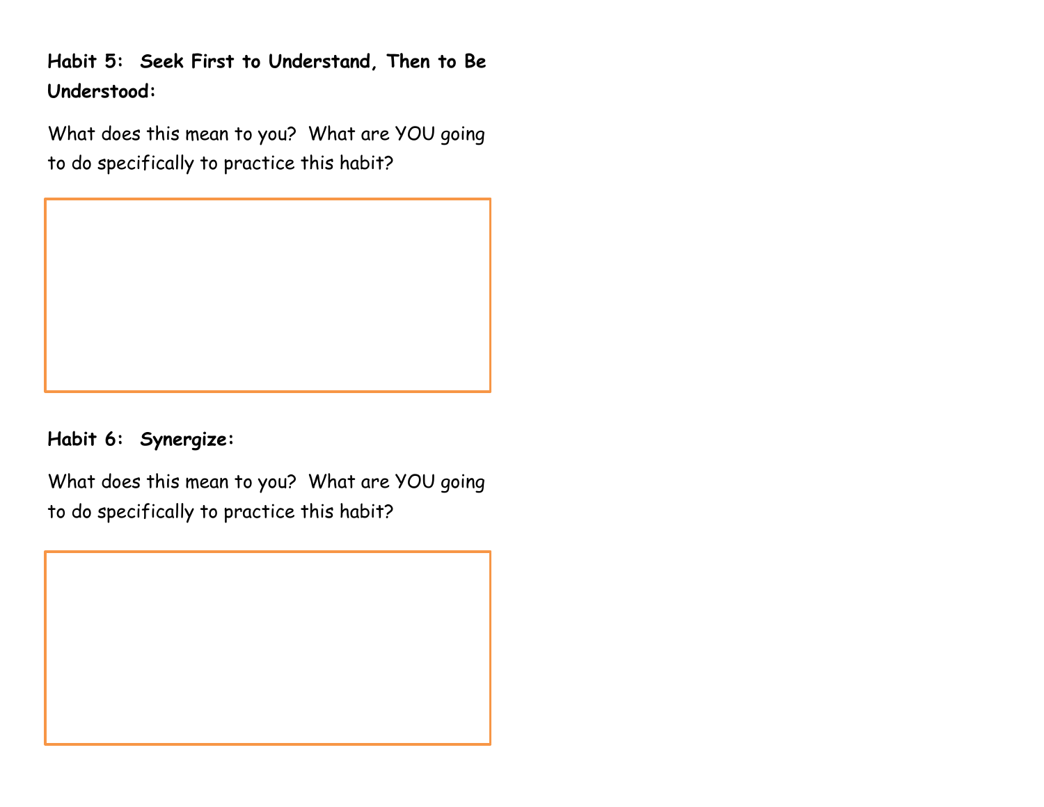**Habit 5: Seek First to Understand, Then to Be Understood:**

What does this mean to you? What are YOU going to do specifically to practice this habit?

**Habit 6: Synergize:**

What does this mean to you? What are YOU going to do specifically to practice this habit?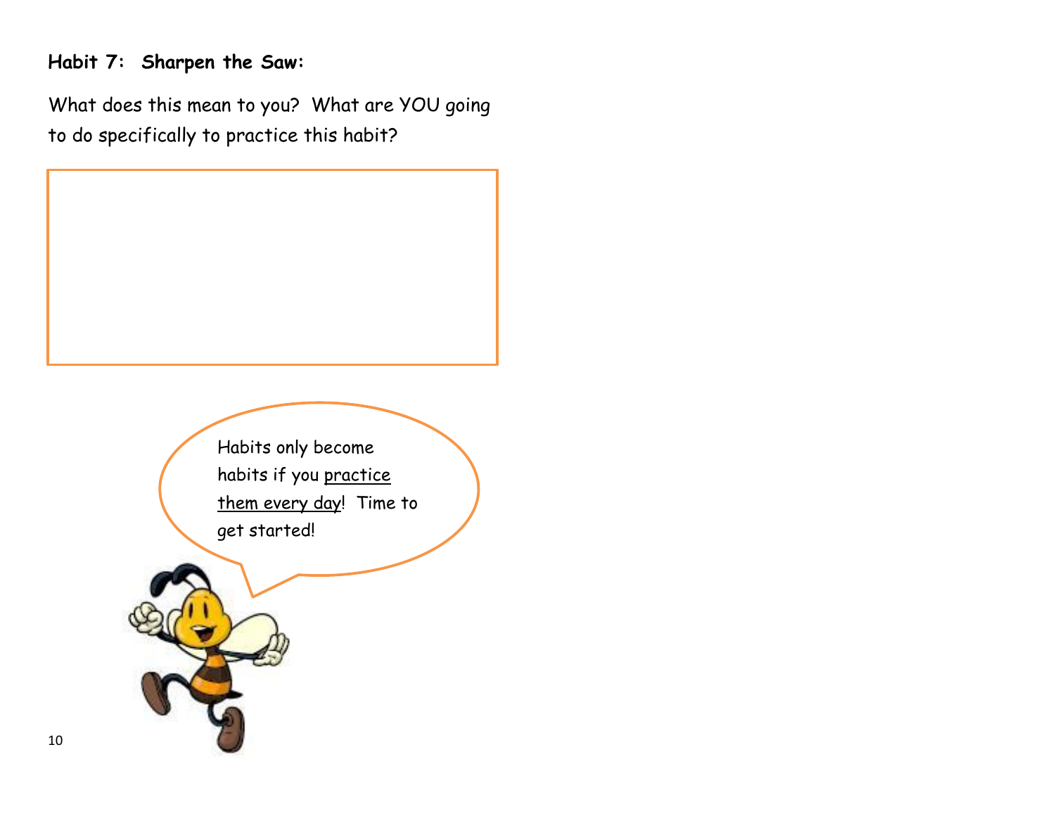**Habit 7: Sharpen the Saw:**

What does this mean to you? What are YOU going to do specifically to practice this habit?

Habits only become habits if you practice them every day! Time to get started!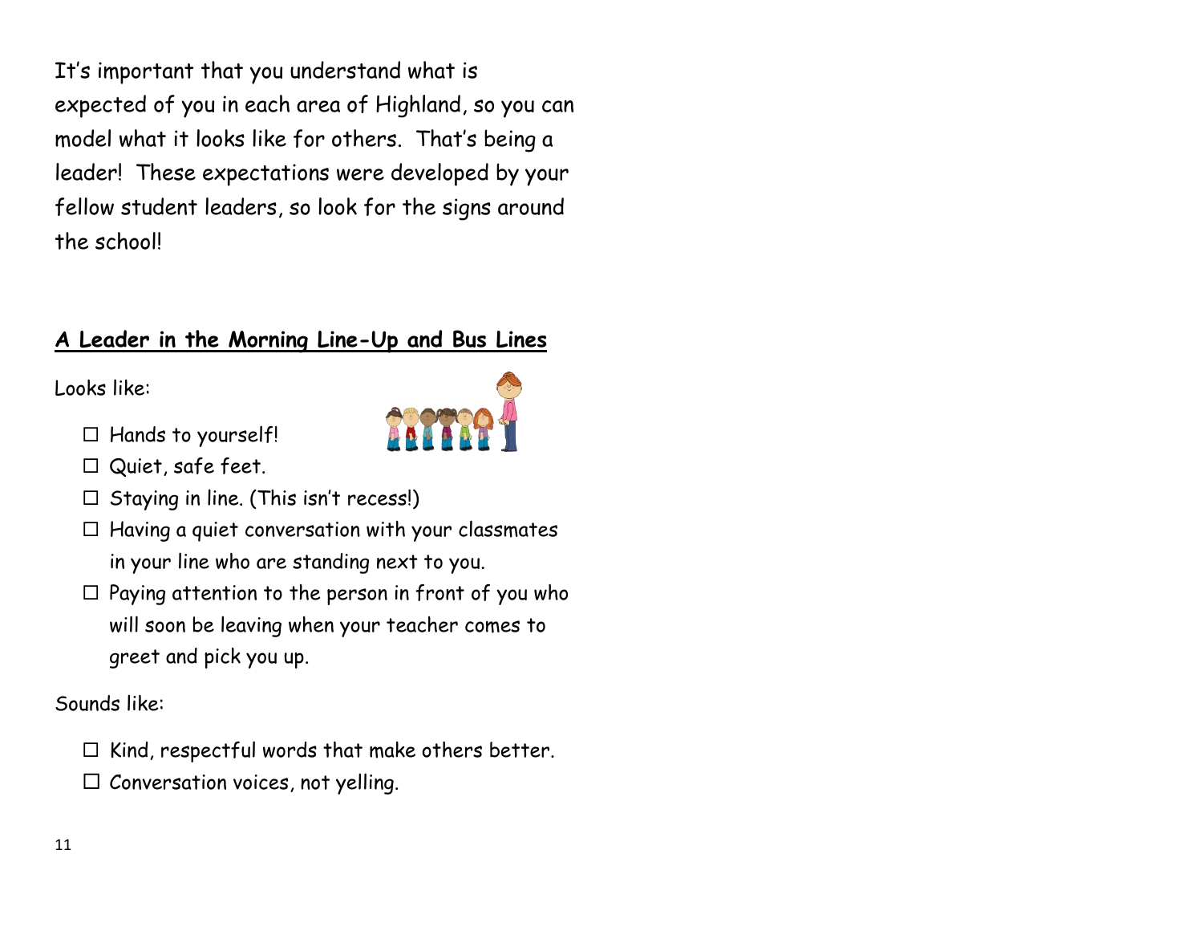It's important that you understand what is expected of you in each area of Highland, so you can model what it looks like for others.  That's being a leader!  These expectations were developed by your fellow student leaders, so look for the signs around the school!

## **A Leader in the Morning Line-Up and Bus Lines**

Looks like:

- ☐ Hands to yourself!
- ☐ Quiet, safe feet.
- ☐ Staying in line. (This isn't recess!)
- ☐ Having a quiet conversation with your classmates in your line who are standing next to you.
- ☐ Paying attention to the person in front of you who will soon be leaving when your teacher comes to greet and pick you up.

Sounds like:

- ☐ Kind, respectful words that make others better.
- ☐ Conversation voices, not yelling.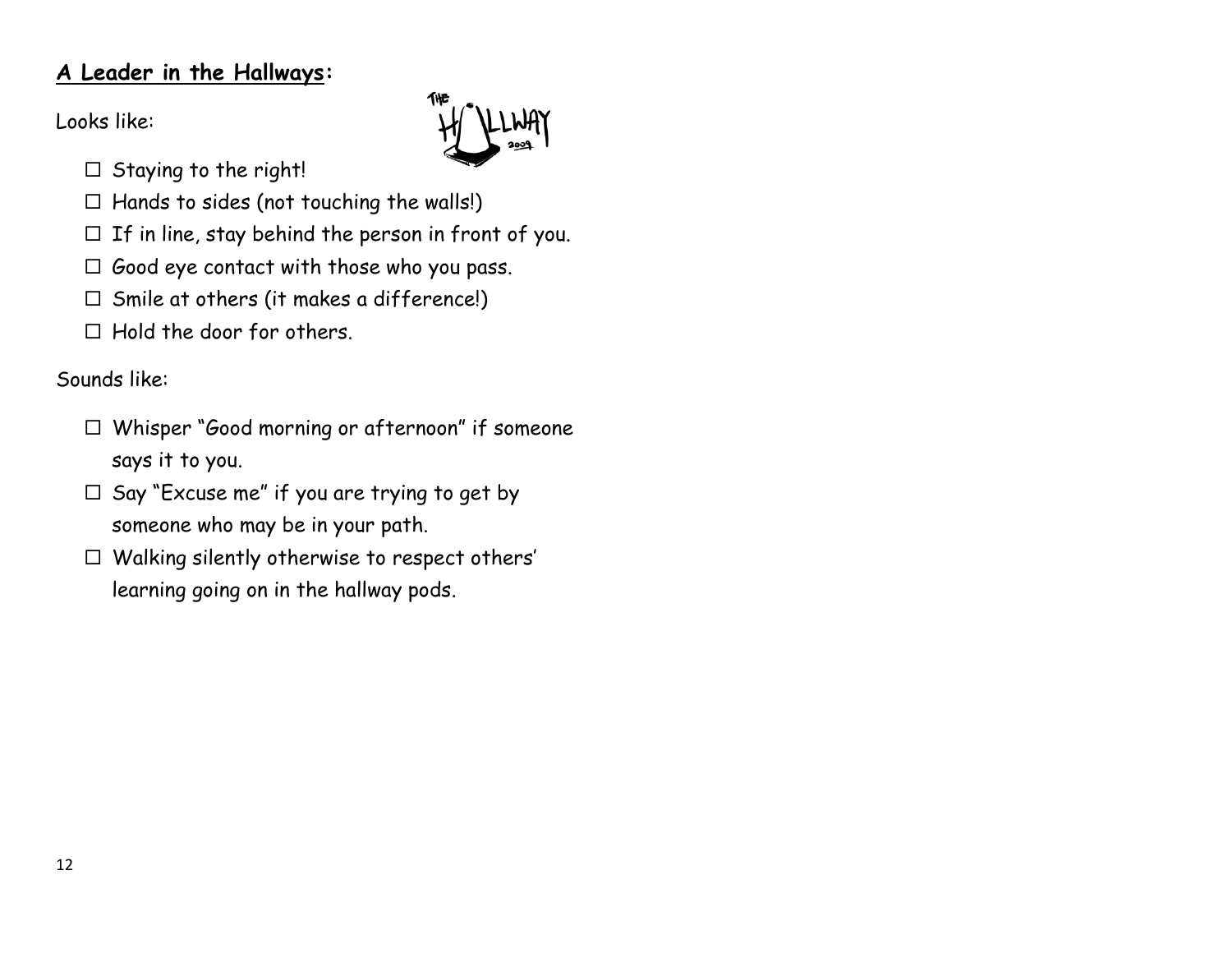## **A Leader in the Hallways:**

Looks like:

- ☐ Staying to the right!
- ☐ Hands to sides (not touching the walls!)
- ☐ If in line, stay behind the person in front of you.
- ☐ Good eye contact with those who you pass.
- ☐ Smile at others (it makes a difference!)
- ☐ Hold the door for others.

Sounds like:

- ☐ Whisper "Good morning or afternoon" if someone says it to you.
- ☐ Say "Excuse me" if you are trying to get by someone who may be in your path.
- ☐ Walking silently otherwise to respect others' learning going on in the hallway pods.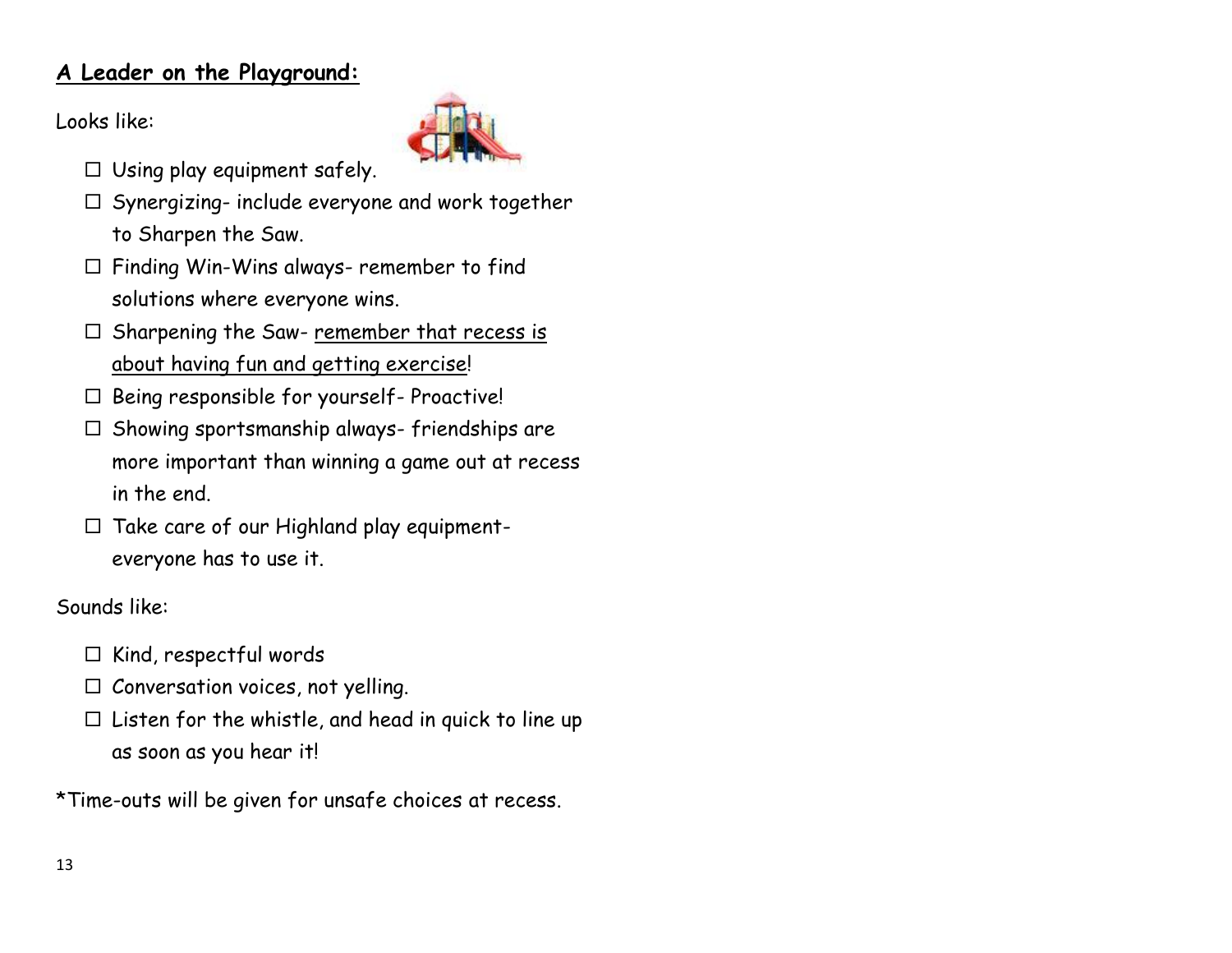## **A Leader on the Playground:**

Looks like:

- ☐ Using play equipment safely.
- ☐ Synergizing- include everyone and work together to Sharpen the Saw.
- ☐ Finding Win-Wins always- remember to find solutions where everyone wins.
- ☐ Sharpening the Saw- <u>remember that recess is about having fun and getting exercise</u>!
- ☐ Being responsible for yourself- Proactive!
- ☐ Showing sportsmanship always- friendships are more important than winning a game out at recess in the end.
- ☐ Take care of our Highland play equipment- everyone has to use it.

Sounds like:

- ☐ Kind, respectful words
- ☐ Conversation voices, not yelling.
- ☐ Listen for the whistle, and head in quick to line up as soon as you hear it!

*Time-outs will be given for unsafe choices at recess.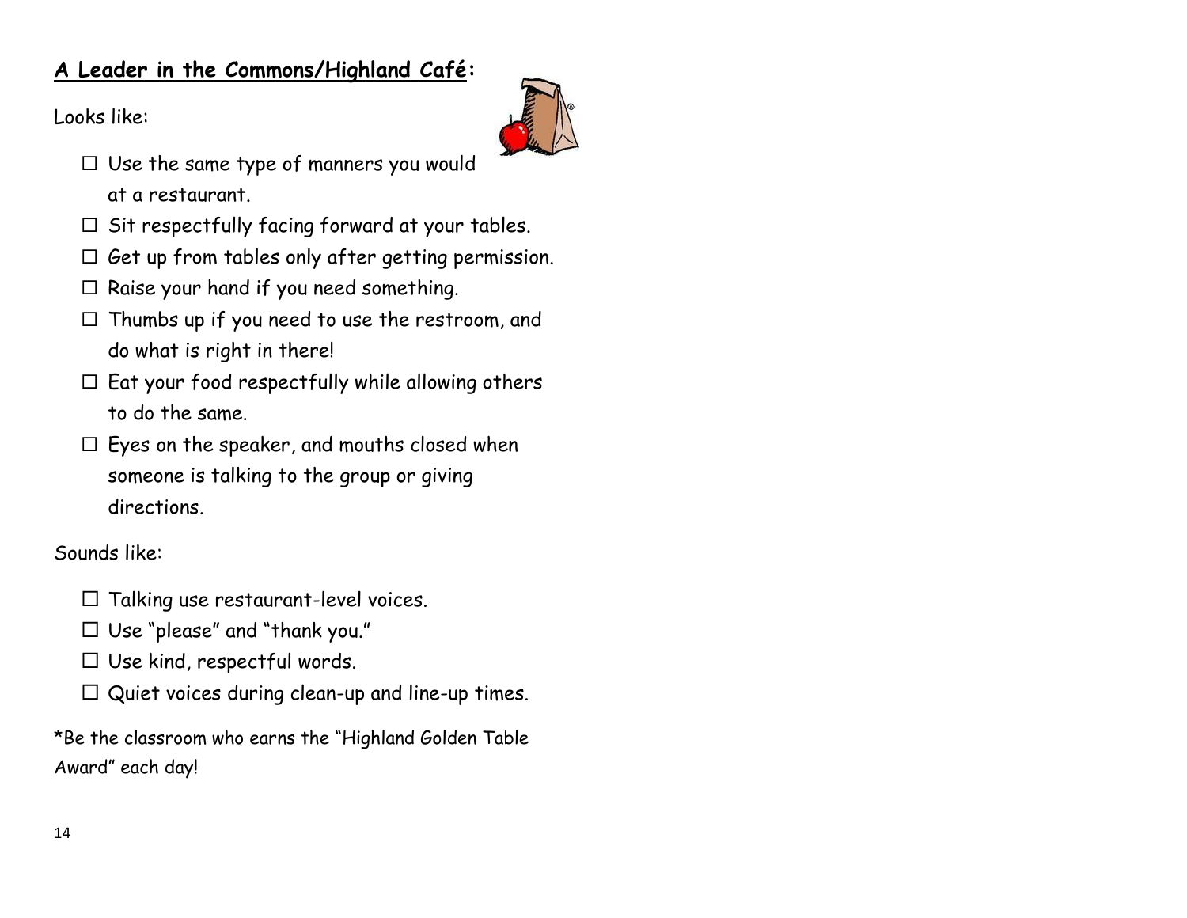## **A Leader in the Commons/Highland Café:**

Looks like:

- ☐ Use the same type of manners you would at a restaurant.
- ☐ Sit respectfully facing forward at your tables.
- ☐ Get up from tables only after getting permission.
- ☐ Raise your hand if you need something.
- ☐ Thumbs up if you need to use the restroom, and do what is right in there!
- ☐ Eat your food respectfully while allowing others to do the same.
- ☐ Eyes on the speaker, and mouths closed when someone is talking to the group or giving directions.

Sounds like:

- ☐ Talking use restaurant-level voices.
- ☐ Use "please" and "thank you."
- ☐ Use kind, respectful words.
- ☐ Quiet voices during clean-up and line-up times.

*Be the classroom who earns the "Highland Golden Table Award" each day!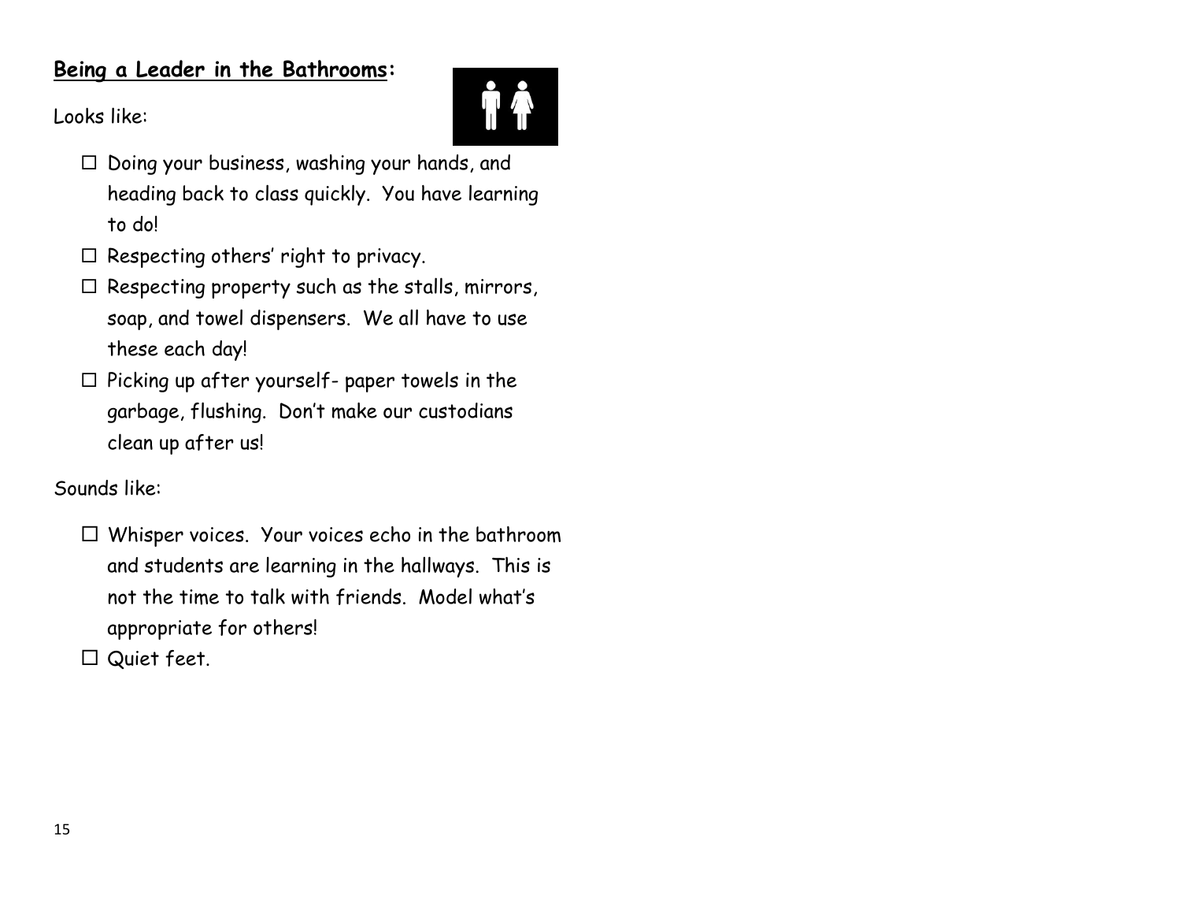**<u>Being a Leader in the Bathrooms</u>:**

Looks like:

- ☐ Doing your business, washing your hands, and heading back to class quickly. You have learning to do!
- ☐ Respecting others' right to privacy.
- ☐ Respecting property such as the stalls, mirrors, soap, and towel dispensers. We all have to use these each day!
- ☐ Picking up after yourself- paper towels in the garbage, flushing. Don't make our custodians clean up after us!

Sounds like:

- ☐ Whisper voices. Your voices echo in the bathroom and students are learning in the hallways. This is not the time to talk with friends. Model what's appropriate for others!
- ☐ Quiet feet.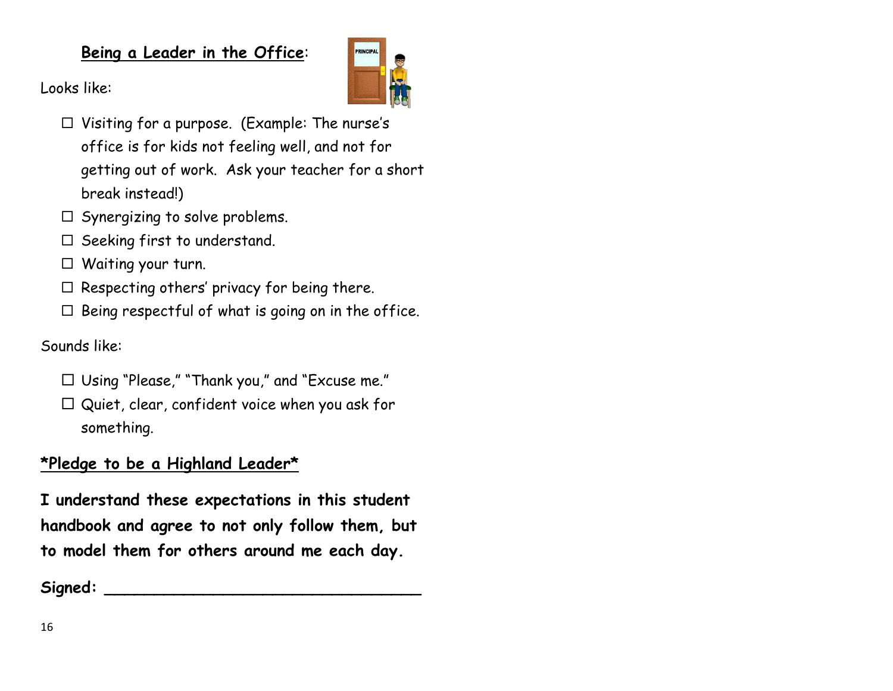## Being a Leader in the Office:

Looks like:

- ☐ Visiting for a purpose. (Example: The nurse's office is for kids not feeling well, and not for getting out of work. Ask your teacher for a short break instead!)
- ☐ Synergizing to solve problems.
- ☐ Seeking first to understand.
- ☐ Waiting your turn.
- ☐ Respecting others' privacy for being there.
- ☐ Being respectful of what is going on in the office.

Sounds like:

- ☐ Using "Please," "Thank you," and "Excuse me."
- ☐ Quiet, clear, confident voice when you ask for something.

## *Pledge to be a Highland Leader*

**I understand these expectations in this student handbook and agree to not only follow them, but to model them for others around me each day.**

**Signed:** ________________________________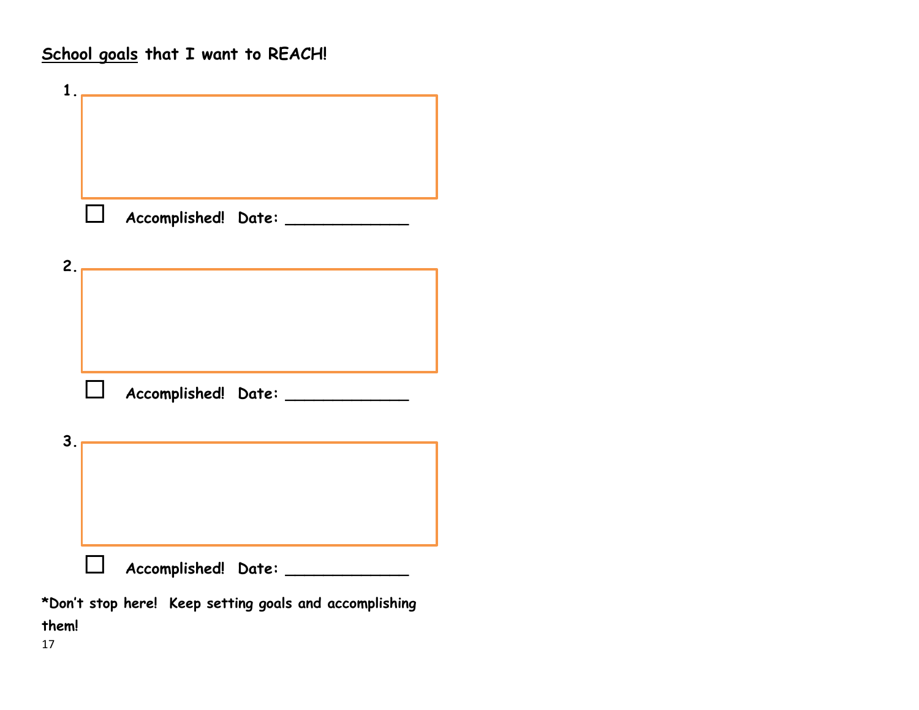<u>School goals</u> that I want to REACH!

1.

☐ **Accomplished! Date: _____________**

2.

☐ **Accomplished! Date: _____________**

3.

☐ **Accomplished! Date: _____________**

***Don't stop here! Keep setting goals and accomplishing them!**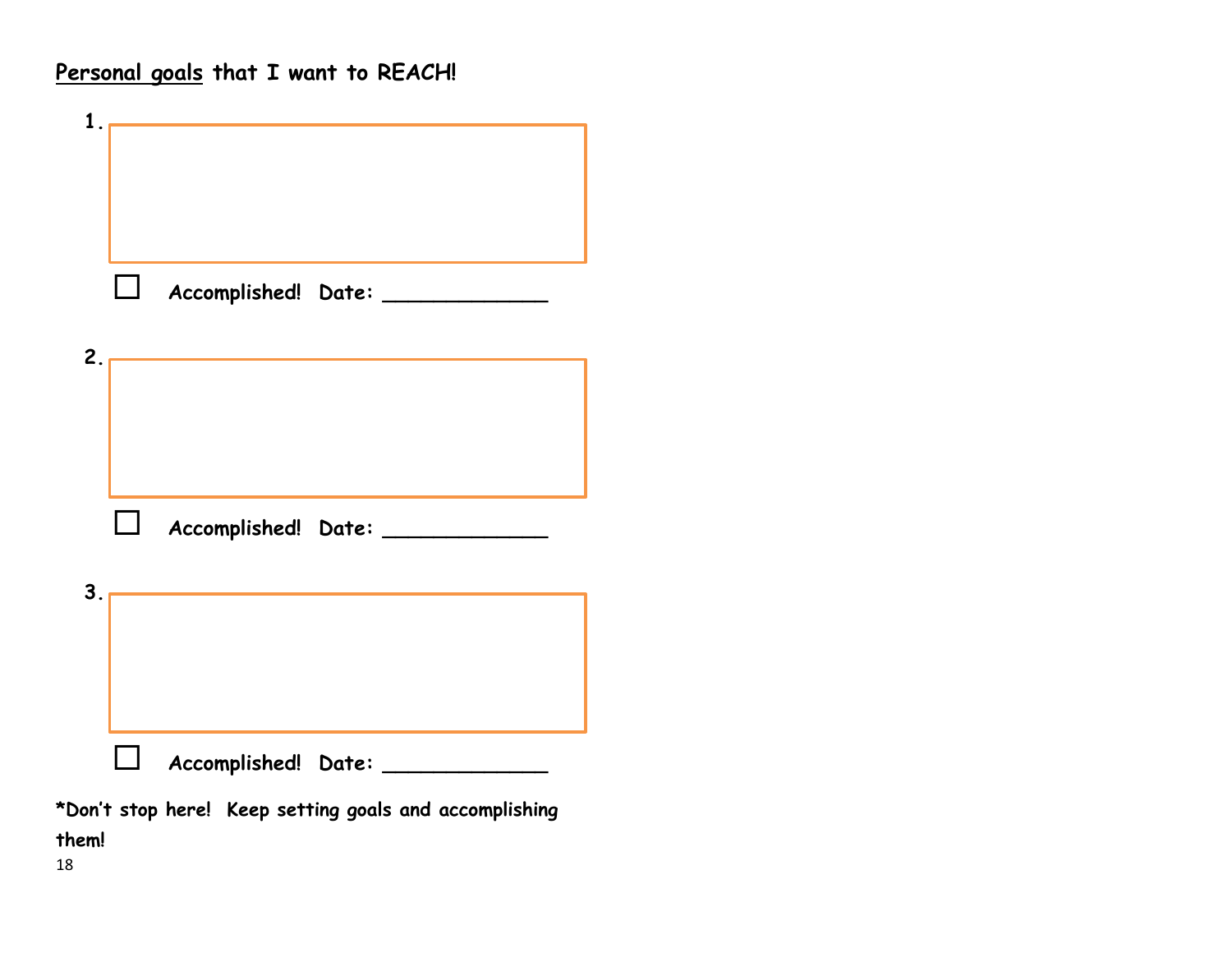<u>Personal goals</u> that I want to REACH!

1.

☐ **Accomplished! Date: _____________**

2.

☐ **Accomplished! Date: _____________**

3.

☐ **Accomplished! Date: _____________**

***Don't stop here! Keep setting goals and accomplishing them!**